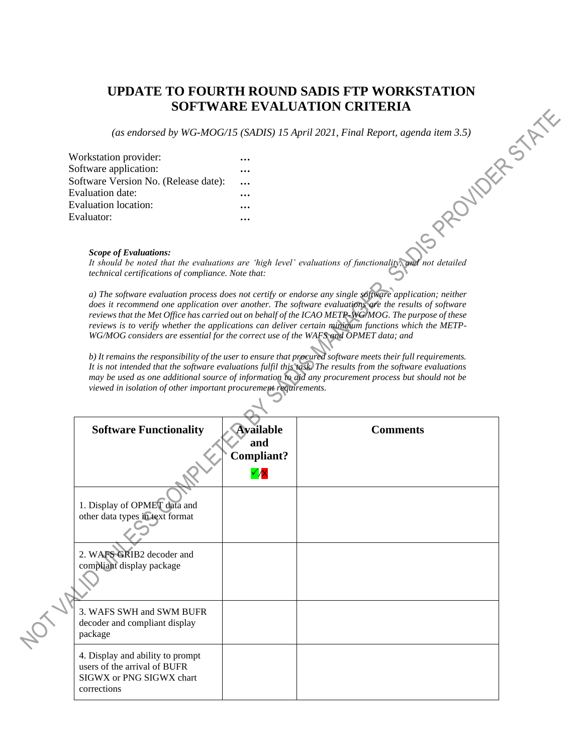# UPDATE TO FOURTH ROUND SADIS FTP WORKSTATION SOFTWARE EVALUATION CRITERIA

*(as endorsed by WG-MOG/15 (SADIS) 15 April 2021, Final Report, agenda item 3.5)*

| | |
|---|---|
| Workstation provider: | … |
| Software application: | … |
| Software Version No. (Release date): | … |
| Evaluation date: | … |
| Evaluation location: | … |
| Evaluator: | … |

***Scope of Evaluations:***

*It should be noted that the evaluations are 'high level' evaluations of functionality, and not detailed technical certifications of compliance. Note that:*

*a) The software evaluation process does not certify or endorse any single software application; neither does it recommend one application over another. The software evaluations are the results of software reviews that the Met Office has carried out on behalf of the ICAO METP-WG/MOG. The purpose of these reviews is to verify whether the applications can deliver certain minimum functions which the METP-WG/MOG considers are essential for the correct use of the WAFS and OPMET data; and*

*b) It remains the responsibility of the user to ensure that procured software meets their full requirements. It is not intended that the software evaluations fulfil this task. The results from the software evaluations may be used as one additional source of information to aid any procurement process but should not be viewed in isolation of other important procurement requirements.*

| Software Functionality | Available and Compliant? ✓/X | Comments |
|---|---|---|
| 1. Display of OPMET data and other data types in text format | | |
| 2. WAFS GRIB2 decoder and compliant display package | | |
| 3. WAFS SWH and SWM BUFR decoder and compliant display package | | |
| 4. Display and ability to prompt users of the arrival of BUFR SIGWX or PNG SIGWX chart corrections | | |

NOT VALID UNLESS COMPLETED BY SADIS MANAGER, SADIS PROVIDER STATE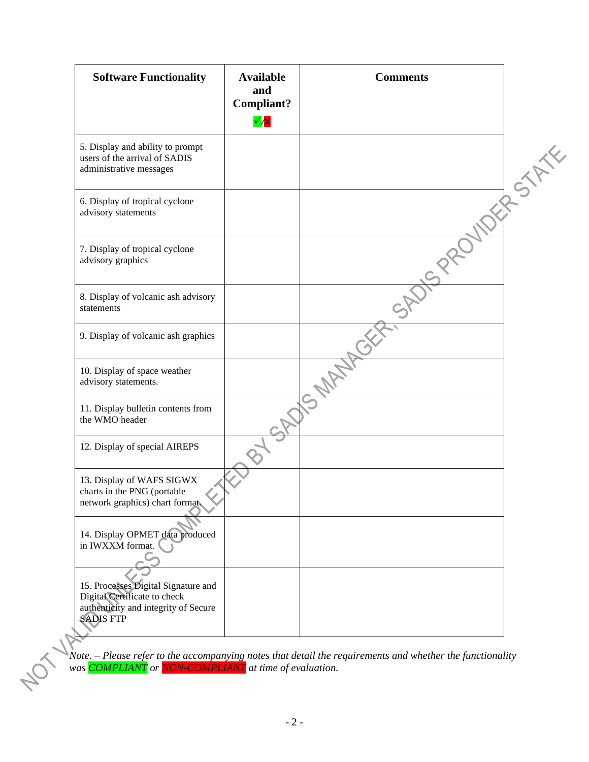| Software Functionality | Available and Compliant? ✓/X | Comments |
|---|---|---|
| 5. Display and ability to prompt users of the arrival of SADIS administrative messages | | |
| 6. Display of tropical cyclone advisory statements | | |
| 7. Display of tropical cyclone advisory graphics | | |
| 8. Display of volcanic ash advisory statements | | |
| 9. Display of volcanic ash graphics | | |
| 10. Display of space weather advisory statements. | | |
| 11. Display bulletin contents from the WMO header | | |
| 12. Display of special AIREPS | | |
| 13. Display of WAFS SIGWX charts in the PNG (portable network graphics) chart format. | | |
| 14. Display OPMET data produced in IWXXM format. | | |
| 15. Processes Digital Signature and Digital Certificate to check authenticity and integrity of Secure SADIS FTP | | |

*Note. – Please refer to the accompanying notes that detail the requirements and whether the functionality was COMPLIANT or NON-COMPLIANT at time of evaluation.*

NOT VALID UNLESS COMPLETED BY SADIS MANAGER, SADIS PROVIDER STATE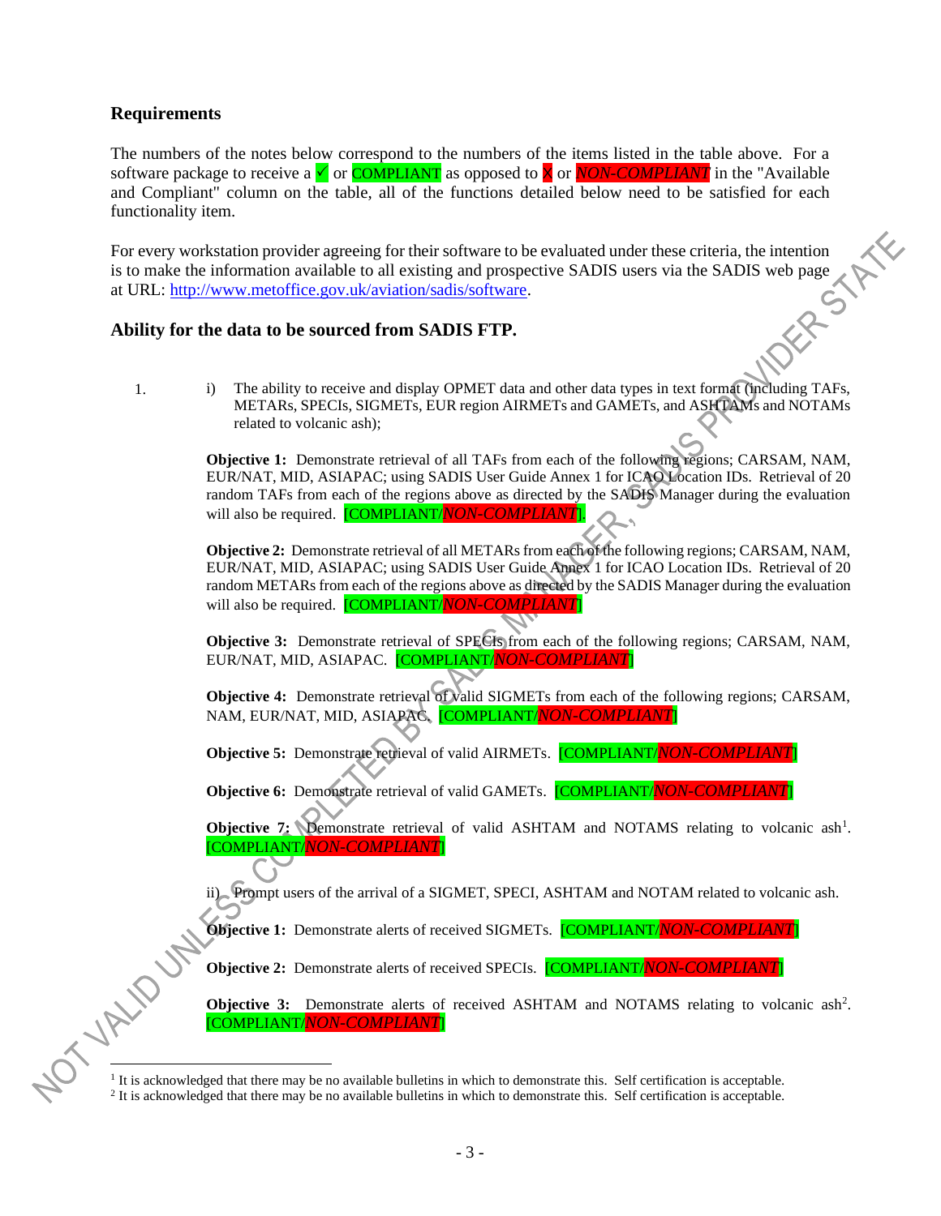## Requirements

The numbers of the notes below correspond to the numbers of the items listed in the table above. For a software package to receive a ✓ or COMPLIANT as opposed to ✗ or *NON-COMPLIANT* in the "Available and Compliant" column on the table, all of the functions detailed below need to be satisfied for each functionality item.

For every workstation provider agreeing for their software to be evaluated under these criteria, the intention is to make the information available to all existing and prospective SADIS users via the SADIS web page at URL: http://www.metoffice.gov.uk/aviation/sadis/software.

### Ability for the data to be sourced from SADIS FTP.

1. i) The ability to receive and display OPMET data and other data types in text format (including TAFs, METARs, SPECIs, SIGMETs, EUR region AIRMETs and GAMETs, and ASHTAMs and NOTAMs related to volcanic ash);

**Objective 1:** Demonstrate retrieval of all TAFs from each of the following regions; CARSAM, NAM, EUR/NAT, MID, ASIAPAC; using SADIS User Guide Annex 1 for ICAO Location IDs. Retrieval of 20 random TAFs from each of the regions above as directed by the SADIS Manager during the evaluation will also be required. [COMPLIANT/*NON-COMPLIANT*].

**Objective 2:** Demonstrate retrieval of all METARs from each of the following regions; CARSAM, NAM, EUR/NAT, MID, ASIAPAC; using SADIS User Guide Annex 1 for ICAO Location IDs. Retrieval of 20 random METARs from each of the regions above as directed by the SADIS Manager during the evaluation will also be required. [COMPLIANT/*NON-COMPLIANT*]

**Objective 3:** Demonstrate retrieval of SPECIs from each of the following regions; CARSAM, NAM, EUR/NAT, MID, ASIAPAC. [COMPLIANT/*NON-COMPLIANT*]

**Objective 4:** Demonstrate retrieval of valid SIGMETs from each of the following regions; CARSAM, NAM, EUR/NAT, MID, ASIAPAC. [COMPLIANT/*NON-COMPLIANT*]

**Objective 5:** Demonstrate retrieval of valid AIRMETs. [COMPLIANT/*NON-COMPLIANT*]

**Objective 6:** Demonstrate retrieval of valid GAMETs. [COMPLIANT/*NON-COMPLIANT*]

**Objective 7:** Demonstrate retrieval of valid ASHTAM and NOTAMS relating to volcanic ash[1]. [COMPLIANT/*NON-COMPLIANT*]

ii) Prompt users of the arrival of a SIGMET, SPECI, ASHTAM and NOTAM related to volcanic ash.

**Objective 1:** Demonstrate alerts of received SIGMETs. [COMPLIANT/*NON-COMPLIANT*]

**Objective 2:** Demonstrate alerts of received SPECIs. [COMPLIANT/*NON-COMPLIANT*]

**Objective 3:** Demonstrate alerts of received ASHTAM and NOTAMS relating to volcanic ash[2]. [COMPLIANT/*NON-COMPLIANT*]

---

[1] It is acknowledged that there may be no available bulletins in which to demonstrate this. Self certification is acceptable.

[2] It is acknowledged that there may be no available bulletins in which to demonstrate this. Self certification is acceptable.

NOT VALID UNLESS COMPLETED BY SADIS MANAGER, SADIS PROVIDER STATE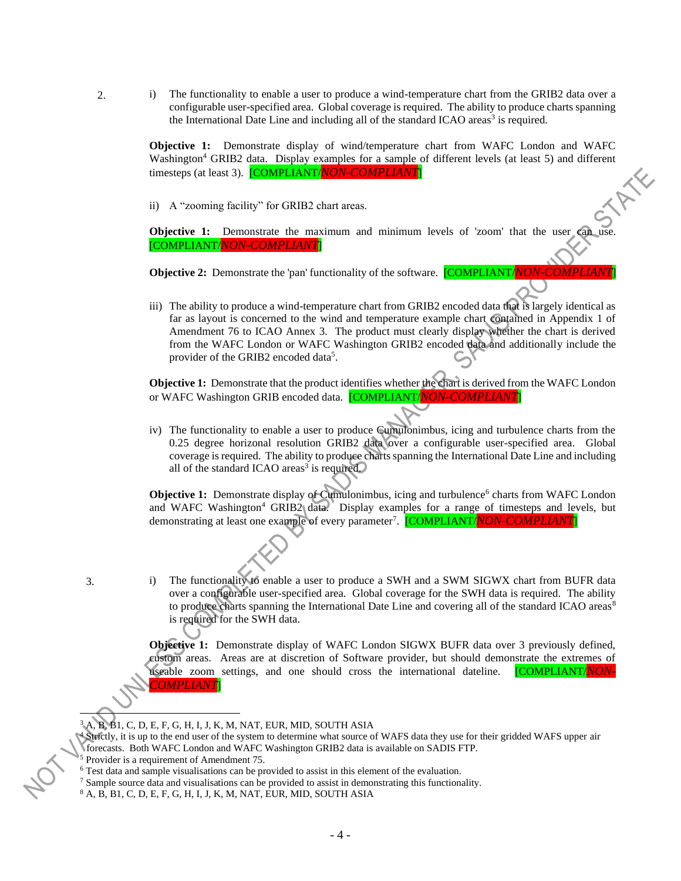2. i) The functionality to enable a user to produce a wind-temperature chart from the GRIB2 data over a configurable user-specified area. Global coverage is required. The ability to produce charts spanning the International Date Line and including all of the standard ICAO areas[3] is required.

**Objective 1:** Demonstrate display of wind/temperature chart from WAFC London and WAFC Washington[4] GRIB2 data. Display examples for a sample of different levels (at least 5) and different timesteps (at least 3). [COMPLIANT/*NON-COMPLIANT*]

ii) A "zooming facility" for GRIB2 chart areas.

**Objective 1:** Demonstrate the maximum and minimum levels of 'zoom' that the user can use. [COMPLIANT/*NON-COMPLIANT*]

**Objective 2:** Demonstrate the 'pan' functionality of the software. [COMPLIANT/*NON-COMPLIANT*]

iii) The ability to produce a wind-temperature chart from GRIB2 encoded data that is largely identical as far as layout is concerned to the wind and temperature example chart contained in Appendix 1 of Amendment 76 to ICAO Annex 3. The product must clearly display whether the chart is derived from the WAFC London or WAFC Washington GRIB2 encoded data and additionally include the provider of the GRIB2 encoded data[5].

**Objective 1:** Demonstrate that the product identifies whether the chart is derived from the WAFC London or WAFC Washington GRIB encoded data. [COMPLIANT/*NON-COMPLIANT*]

iv) The functionality to enable a user to produce Cumulonimbus, icing and turbulence charts from the 0.25 degree horizonal resolution GRIB2 data over a configurable user-specified area. Global coverage is required. The ability to produce charts spanning the International Date Line and including all of the standard ICAO areas[3] is required.

**Objective 1:** Demonstrate display of Cumulonimbus, icing and turbulence[6] charts from WAFC London and WAFC Washington[4] GRIB2 data. Display examples for a range of timesteps and levels, but demonstrating at least one example of every parameter[7]. [COMPLIANT/*NON-COMPLIANT*]

3. i) The functionality to enable a user to produce a SWH and a SWM SIGWX chart from BUFR data over a configurable user-specified area. Global coverage for the SWH data is required. The ability to produce charts spanning the International Date Line and covering all of the standard ICAO areas[8] is required for the SWH data.

**Objective 1:** Demonstrate display of WAFC London SIGWX BUFR data over 3 previously defined, custom areas. Areas are at discretion of Software provider, but should demonstrate the extremes of useable zoom settings, and one should cross the international dateline. [COMPLIANT/*NON-COMPLIANT*]

---

[3] A, B, B1, C, D, E, F, G, H, I, J, K, M, NAT, EUR, MID, SOUTH ASIA

[4] Strictly, it is up to the end user of the system to determine what source of WAFS data they use for their gridded WAFS upper air forecasts. Both WAFC London and WAFC Washington GRIB2 data is available on SADIS FTP.

[5] Provider is a requirement of Amendment 75.

[6] Test data and sample visualisations can be provided to assist in this element of the evaluation.

[7] Sample source data and visualisations can be provided to assist in demonstrating this functionality.

[8] A, B, B1, C, D, E, F, G, H, I, J, K, M, NAT, EUR, MID, SOUTH ASIA

NOT VALID UNLESS COMPLETED BY SADIS MANAGER, SADIS PROVIDER STATE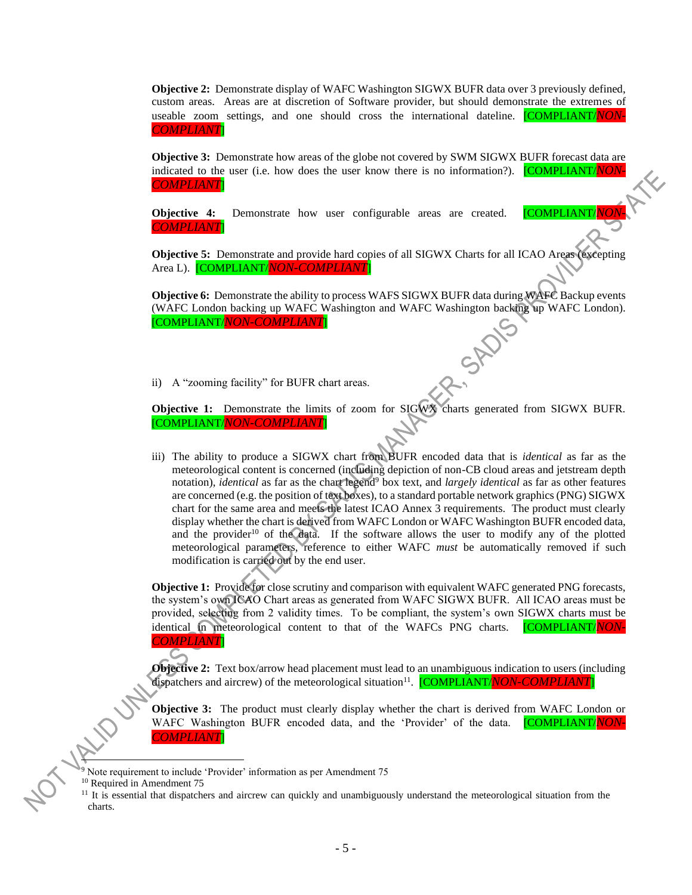**Objective 2:** Demonstrate display of WAFC Washington SIGWX BUFR data over 3 previously defined, custom areas. Areas are at discretion of Software provider, but should demonstrate the extremes of useable zoom settings, and one should cross the international dateline. [COMPLIANT/*NON-COMPLIANT*]

**Objective 3:** Demonstrate how areas of the globe not covered by SWM SIGWX BUFR forecast data are indicated to the user (i.e. how does the user know there is no information?). [COMPLIANT/*NON-COMPLIANT*]

**Objective 4:** Demonstrate how user configurable areas are created. [COMPLIANT/*NON-COMPLIANT*]

**Objective 5:** Demonstrate and provide hard copies of all SIGWX Charts for all ICAO Areas (excepting Area L). [COMPLIANT/*NON-COMPLIANT*]

**Objective 6:** Demonstrate the ability to process WAFS SIGWX BUFR data during WAFC Backup events (WAFC London backing up WAFC Washington and WAFC Washington backing up WAFC London). [COMPLIANT/*NON-COMPLIANT*]

ii) A "zooming facility" for BUFR chart areas.

**Objective 1:** Demonstrate the limits of zoom for SIGWX charts generated from SIGWX BUFR. [COMPLIANT/*NON-COMPLIANT*]

iii) The ability to produce a SIGWX chart from BUFR encoded data that is *identical* as far as the meteorological content is concerned (including depiction of non-CB cloud areas and jetstream depth notation), *identical* as far as the chart legend[9] box text, and *largely identical* as far as other features are concerned (e.g. the position of text boxes), to a standard portable network graphics (PNG) SIGWX chart for the same area and meets the latest ICAO Annex 3 requirements. The product must clearly display whether the chart is derived from WAFC London or WAFC Washington BUFR encoded data, and the provider[10] of the data. If the software allows the user to modify any of the plotted meteorological parameters, reference to either WAFC *must* be automatically removed if such modification is carried out by the end user.

**Objective 1:** Provide for close scrutiny and comparison with equivalent WAFC generated PNG forecasts, the system's own ICAO Chart areas as generated from WAFC SIGWX BUFR. All ICAO areas must be provided, selecting from 2 validity times. To be compliant, the system's own SIGWX charts must be identical in meteorological content to that of the WAFCs PNG charts. [COMPLIANT/*NON-COMPLIANT*]

**Objective 2:** Text box/arrow head placement must lead to an unambiguous indication to users (including dispatchers and aircrew) of the meteorological situation[11]. [COMPLIANT/*NON-COMPLIANT*]

**Objective 3:** The product must clearly display whether the chart is derived from WAFC London or WAFC Washington BUFR encoded data, and the 'Provider' of the data. [COMPLIANT/*NON-COMPLIANT*]

[9] Note requirement to include 'Provider' information as per Amendment 75

[10] Required in Amendment 75

[11] It is essential that dispatchers and aircrew can quickly and unambiguously understand the meteorological situation from the charts.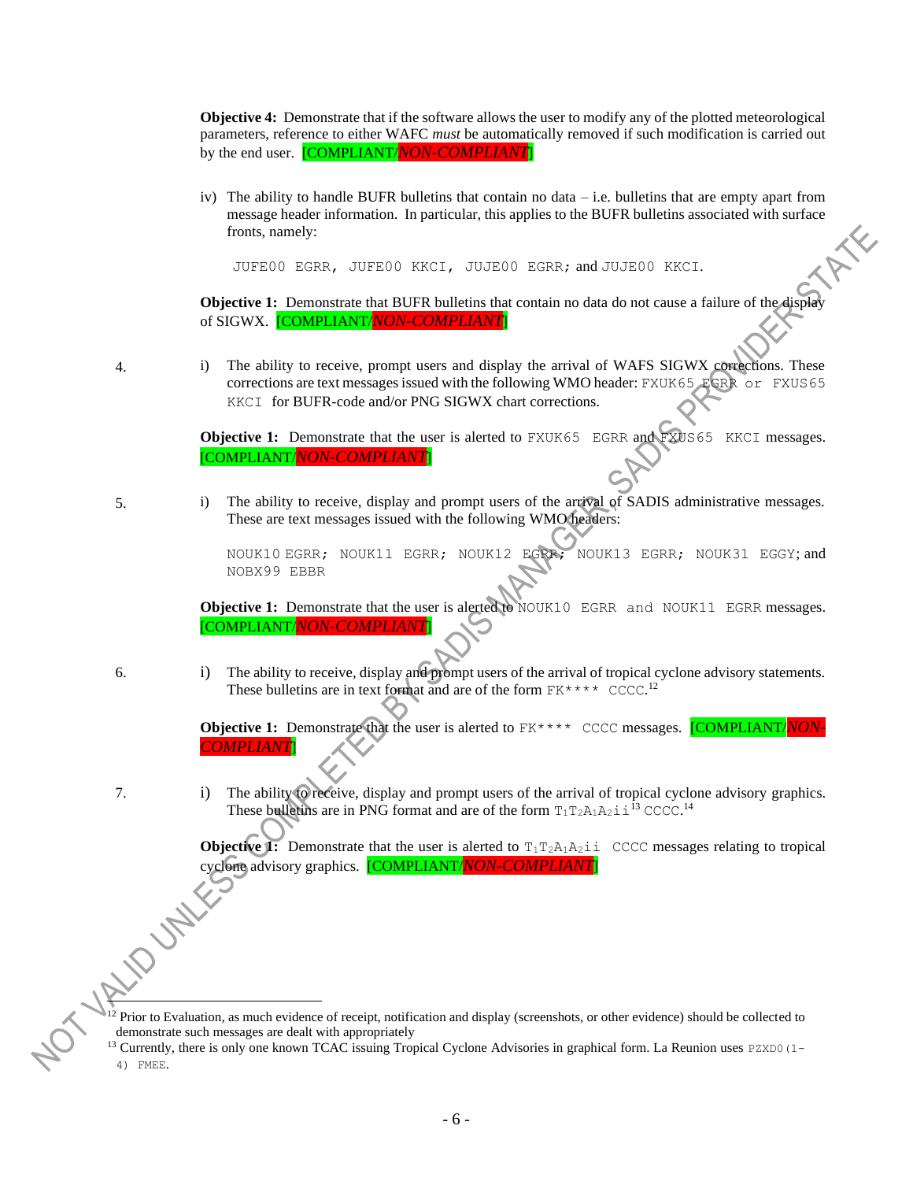**Objective 4:** Demonstrate that if the software allows the user to modify any of the plotted meteorological parameters, reference to either WAFC *must* be automatically removed if such modification is carried out by the end user. [COMPLIANT/*NON-COMPLIANT*]

iv) The ability to handle BUFR bulletins that contain no data – i.e. bulletins that are empty apart from message header information. In particular, this applies to the BUFR bulletins associated with surface fronts, namely:

`JUFE00 EGRR`, `JUFE00 KKCI`, `JUJE00 EGRR`; and `JUJE00 KKCI`.

**Objective 1:** Demonstrate that BUFR bulletins that contain no data do not cause a failure of the display of SIGWX. [COMPLIANT/*NON-COMPLIANT*]

4. i) The ability to receive, prompt users and display the arrival of WAFS SIGWX corrections. These corrections are text messages issued with the following WMO header: `FXUK65 EGRR` or `FXUS65 KKCI` for BUFR-code and/or PNG SIGWX chart corrections.

**Objective 1:** Demonstrate that the user is alerted to `FXUK65 EGRR` and `FXUS65 KKCI` messages. [COMPLIANT/*NON-COMPLIANT*]

5. i) The ability to receive, display and prompt users of the arrival of SADIS administrative messages. These are text messages issued with the following WMO headers:

`NOUK10 EGRR`; `NOUK11 EGRR`; `NOUK12 EGRR`; `NOUK13 EGRR`; `NOUK31 EGGY`; and `NOBX99 EBBR`

**Objective 1:** Demonstrate that the user is alerted to `NOUK10 EGRR` and `NOUK11 EGRR` messages. [COMPLIANT/*NON-COMPLIANT*]

6. i) The ability to receive, display and prompt users of the arrival of tropical cyclone advisory statements. These bulletins are in text format and are of the form `FK**** CCCC`.[12]

**Objective 1:** Demonstrate that the user is alerted to `FK**** CCCC` messages. [COMPLIANT/*NON-COMPLIANT*]

7. i) The ability to receive, display and prompt users of the arrival of tropical cyclone advisory graphics. These bulletins are in PNG format and are of the form $T_1T_2A_1A_2ii$[13] CCCC.[14]

**Objective 1:** Demonstrate that the user is alerted to $T_1T_2A_1A_2ii$ CCCC messages relating to tropical cyclone advisory graphics. [COMPLIANT/*NON-COMPLIANT*]

---

[12] Prior to Evaluation, as much evidence of receipt, notification and display (screenshots, or other evidence) should be collected to demonstrate such messages are dealt with appropriately

[13] Currently, there is only one known TCAC issuing Tropical Cyclone Advisories in graphical form. La Reunion uses `PZXD0(1-4) FMEE`.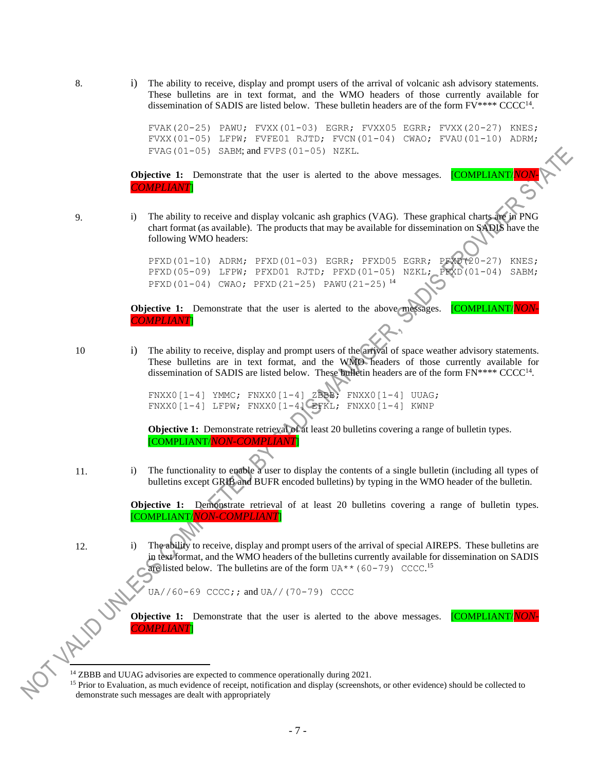8. i) The ability to receive, display and prompt users of the arrival of volcanic ash advisory statements. These bulletins are in text format, and the WMO headers of those currently available for dissemination of SADIS are listed below. These bulletin headers are of the form FV**** CCCC[14].

   FVAK(20-25) PAWU; FVXX(01-03) EGRR; FVXX05 EGRR; FVXX(20-27) KNES; FVXX(01-05) LFPW; FVFE01 RJTD; FVCN(01-04) CWAO; FVAU(01-10) ADRM; FVAG(01-05) SABM; and FVPS(01-05) NZKL.

   **Objective 1:** Demonstrate that the user is alerted to the above messages. [COMPLIANT/*NON-COMPLIANT*]

9. i) The ability to receive and display volcanic ash graphics (VAG). These graphical charts are in PNG chart format (as available). The products that may be available for dissemination on SADIS have the following WMO headers:

   PFXD(01-10) ADRM; PFXD(01-03) EGRR; PFXD05 EGRR; PFXD(20-27) KNES; PFXD(05-09) LFPW; PFXD01 RJTD; PFXD(01-05) NZKL; PFXD(01-04) SABM; PFXD(01-04) CWAO; PFXD(21-25) PAWU(21-25) [14]

   **Objective 1:** Demonstrate that the user is alerted to the above messages. [COMPLIANT/*NON-COMPLIANT*]

10 i) The ability to receive, display and prompt users of the arrival of space weather advisory statements. These bulletins are in text format, and the WMO headers of those currently available for dissemination of SADIS are listed below. These bulletin headers are of the form FN**** CCCC[14].

   FNXX0[1-4] YMMC; FNXX0[1-4] ZBBB; FNXX0[1-4] UUAG; FNXX0[1-4] LFPW; FNXX0[1-4] EFKL; FNXX0[1-4] KWNP

   **Objective 1:** Demonstrate retrieval of at least 20 bulletins covering a range of bulletin types. [COMPLIANT/*NON-COMPLIANT*]

11. i) The functionality to enable a user to display the contents of a single bulletin (including all types of bulletins except GRIB and BUFR encoded bulletins) by typing in the WMO header of the bulletin.

   **Objective 1:** Demonstrate retrieval of at least 20 bulletins covering a range of bulletin types. [COMPLIANT/*NON-COMPLIANT*]

12. i) The ability to receive, display and prompt users of the arrival of special AIREPS. These bulletins are in text format, and the WMO headers of the bulletins currently available for dissemination on SADIS are listed below. The bulletins are of the form UA**(60-79) CCCC.[15]

   UA//60-69 CCCC;; and UA//(70-79) CCCC

   **Objective 1:** Demonstrate that the user is alerted to the above messages. [COMPLIANT/*NON-COMPLIANT*]

---

[14] ZBBB and UUAG advisories are expected to commence operationally during 2021.

[15] Prior to Evaluation, as much evidence of receipt, notification and display (screenshots, or other evidence) should be collected to demonstrate such messages are dealt with appropriately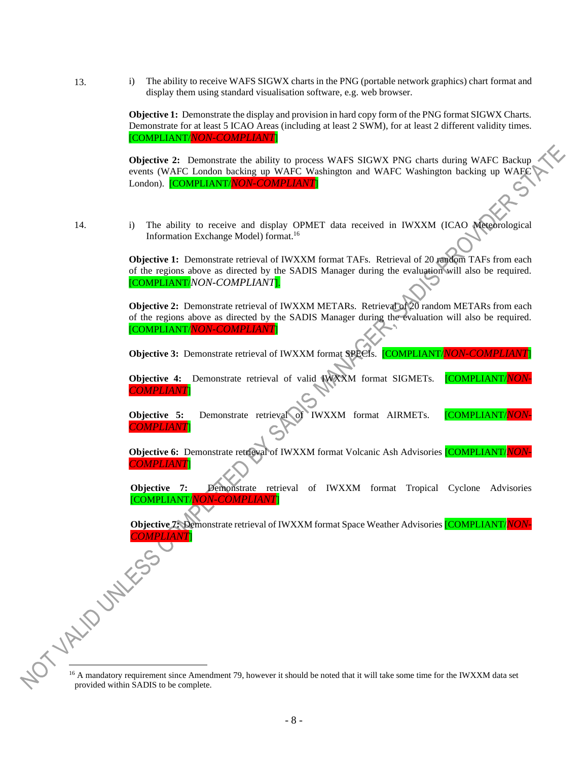13. i) The ability to receive WAFS SIGWX charts in the PNG (portable network graphics) chart format and display them using standard visualisation software, e.g. web browser.

**Objective 1:** Demonstrate the display and provision in hard copy form of the PNG format SIGWX Charts. Demonstrate for at least 5 ICAO Areas (including at least 2 SWM), for at least 2 different validity times. [COMPLIANT/*NON-COMPLIANT*]

**Objective 2:** Demonstrate the ability to process WAFS SIGWX PNG charts during WAFC Backup events (WAFC London backing up WAFC Washington and WAFC Washington backing up WAFC London). [COMPLIANT/*NON-COMPLIANT*]

14. i) The ability to receive and display OPMET data received in IWXXM (ICAO Meteorological Information Exchange Model) format.[16]

**Objective 1:** Demonstrate retrieval of IWXXM format TAFs. Retrieval of 20 random TAFs from each of the regions above as directed by the SADIS Manager during the evaluation will also be required. [COMPLIANT/*NON-COMPLIANT*].

**Objective 2:** Demonstrate retrieval of IWXXM METARs. Retrieval of 20 random METARs from each of the regions above as directed by the SADIS Manager during the evaluation will also be required. [COMPLIANT/*NON-COMPLIANT*]

**Objective 3:** Demonstrate retrieval of IWXXM format SPECIs. [COMPLIANT/*NON-COMPLIANT*]

**Objective 4:** Demonstrate retrieval of valid IWXXM format SIGMETs. [COMPLIANT/*NON-COMPLIANT*]

**Objective 5:** Demonstrate retrieval of IWXXM format AIRMETs. [COMPLIANT/*NON-COMPLIANT*]

**Objective 6:** Demonstrate retrieval of IWXXM format Volcanic Ash Advisories [COMPLIANT/*NON-COMPLIANT*]

**Objective 7:** Demonstrate retrieval of IWXXM format Tropical Cyclone Advisories [COMPLIANT/*NON-COMPLIANT*]

**Objective 7:** Demonstrate retrieval of IWXXM format Space Weather Advisories [COMPLIANT/*NON-COMPLIANT*]

---

[16] A mandatory requirement since Amendment 79, however it should be noted that it will take some time for the IWXXM data set provided within SADIS to be complete.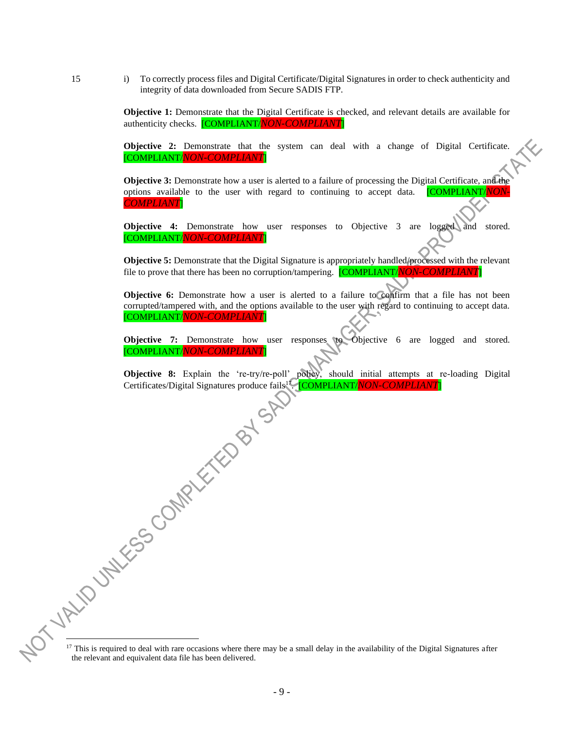15 i) To correctly process files and Digital Certificate/Digital Signatures in order to check authenticity and integrity of data downloaded from Secure SADIS FTP.

**Objective 1:** Demonstrate that the Digital Certificate is checked, and relevant details are available for authenticity checks. [COMPLIANT/*NON-COMPLIANT*]

**Objective 2:** Demonstrate that the system can deal with a change of Digital Certificate. [COMPLIANT/*NON-COMPLIANT*]

**Objective 3:** Demonstrate how a user is alerted to a failure of processing the Digital Certificate, and the options available to the user with regard to continuing to accept data. [COMPLIANT/*NON-COMPLIANT*]

**Objective 4:** Demonstrate how user responses to Objective 3 are logged and stored. [COMPLIANT/*NON-COMPLIANT*]

**Objective 5:** Demonstrate that the Digital Signature is appropriately handled/processed with the relevant file to prove that there has been no corruption/tampering. [COMPLIANT/*NON-COMPLIANT*]

**Objective 6:** Demonstrate how a user is alerted to a failure to confirm that a file has not been corrupted/tampered with, and the options available to the user with regard to continuing to accept data. [COMPLIANT/*NON-COMPLIANT*]

**Objective 7:** Demonstrate how user responses to Objective 6 are logged and stored. [COMPLIANT/*NON-COMPLIANT*]

**Objective 8:** Explain the 're-try/re-poll' policy, should initial attempts at re-loading Digital Certificates/Digital Signatures produce fails[17]. [COMPLIANT/*NON-COMPLIANT*]

NOT VALID UNLESS COMPLETED BY SADIS MANAGER, SADIS PROVIDER STATE

---

[17] This is required to deal with rare occasions where there may be a small delay in the availability of the Digital Signatures after the relevant and equivalent data file has been delivered.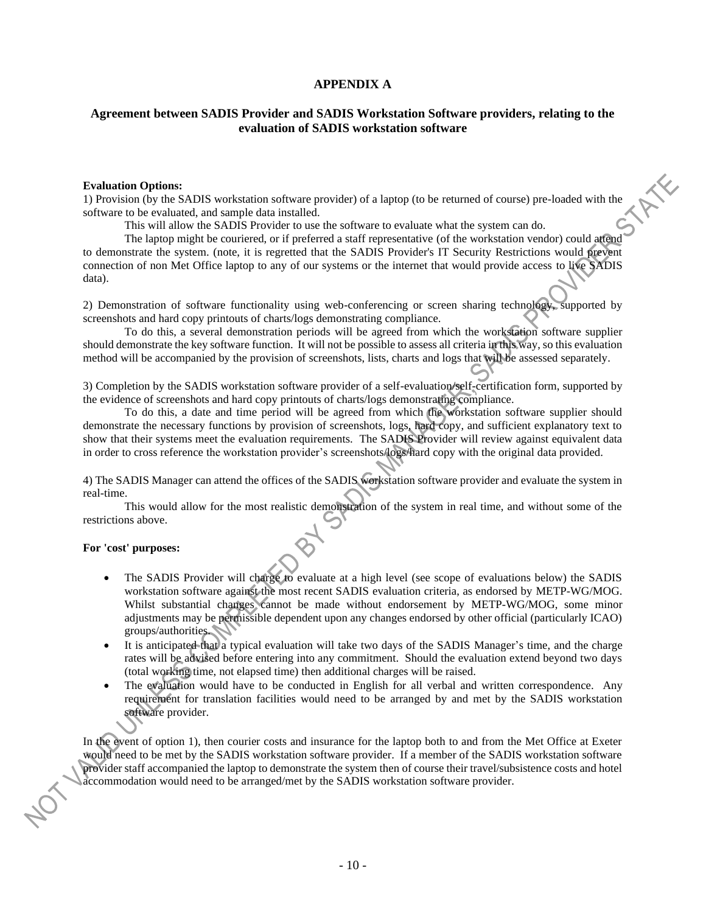# APPENDIX A

## Agreement between SADIS Provider and SADIS Workstation Software providers, relating to the evaluation of SADIS workstation software

**Evaluation Options:**

1) Provision (by the SADIS workstation software provider) of a laptop (to be returned of course) pre-loaded with the software to be evaluated, and sample data installed.

This will allow the SADIS Provider to use the software to evaluate what the system can do.

The laptop might be couriered, or if preferred a staff representative (of the workstation vendor) could attend to demonstrate the system. (note, it is regretted that the SADIS Provider's IT Security Restrictions would prevent connection of non Met Office laptop to any of our systems or the internet that would provide access to live SADIS data).

2) Demonstration of software functionality using web-conferencing or screen sharing technology, supported by screenshots and hard copy printouts of charts/logs demonstrating compliance.

To do this, a several demonstration periods will be agreed from which the workstation software supplier should demonstrate the key software function. It will not be possible to assess all criteria in this way, so this evaluation method will be accompanied by the provision of screenshots, lists, charts and logs that will be assessed separately.

3) Completion by the SADIS workstation software provider of a self-evaluation/self-certification form, supported by the evidence of screenshots and hard copy printouts of charts/logs demonstrating compliance.

To do this, a date and time period will be agreed from which the workstation software supplier should demonstrate the necessary functions by provision of screenshots, logs, hard copy, and sufficient explanatory text to show that their systems meet the evaluation requirements. The SADIS Provider will review against equivalent data in order to cross reference the workstation provider's screenshots/logs/hard copy with the original data provided.

4) The SADIS Manager can attend the offices of the SADIS workstation software provider and evaluate the system in real-time.

This would allow for the most realistic demonstration of the system in real time, and without some of the restrictions above.

**For 'cost' purposes:**

- The SADIS Provider will charge to evaluate at a high level (see scope of evaluations below) the SADIS workstation software against the most recent SADIS evaluation criteria, as endorsed by METP-WG/MOG. Whilst substantial changes cannot be made without endorsement by METP-WG/MOG, some minor adjustments may be permissible dependent upon any changes endorsed by other official (particularly ICAO) groups/authorities.
- It is anticipated that a typical evaluation will take two days of the SADIS Manager's time, and the charge rates will be advised before entering into any commitment. Should the evaluation extend beyond two days (total working time, not elapsed time) then additional charges will be raised.
- The evaluation would have to be conducted in English for all verbal and written correspondence. Any requirement for translation facilities would need to be arranged by and met by the SADIS workstation software provider.

In the event of option 1), then courier costs and insurance for the laptop both to and from the Met Office at Exeter would need to be met by the SADIS workstation software provider. If a member of the SADIS workstation software provider staff accompanied the laptop to demonstrate the system then of course their travel/subsistence costs and hotel accommodation would need to be arranged/met by the SADIS workstation software provider.

NOT VALID UNLESS COMPLETED BY SADIS MANAGER, SADIS PROVIDER STATE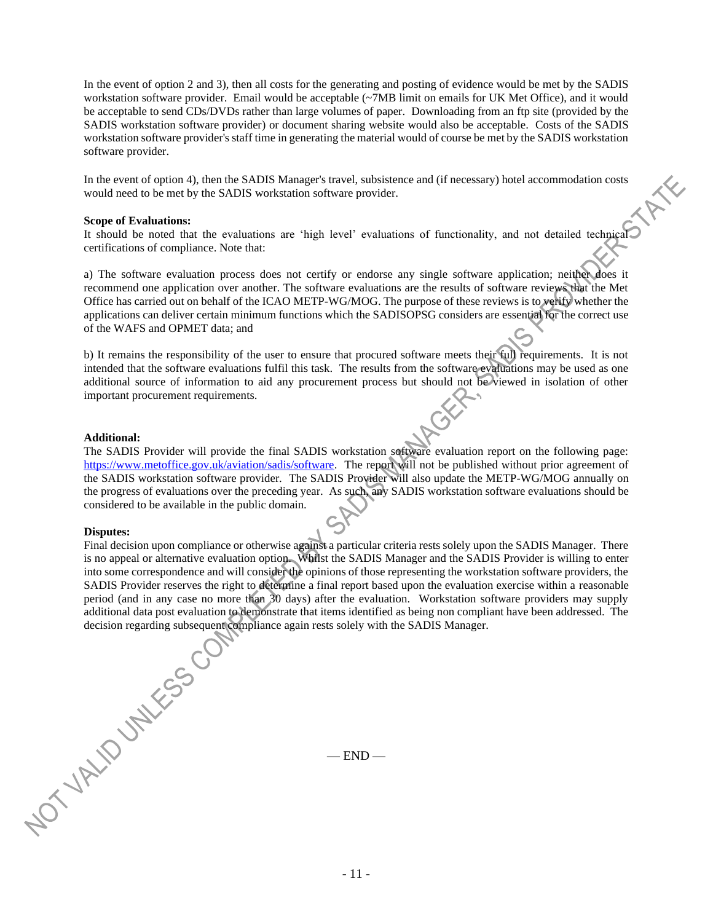In the event of option 2 and 3), then all costs for the generating and posting of evidence would be met by the SADIS workstation software provider. Email would be acceptable (~7MB limit on emails for UK Met Office), and it would be acceptable to send CDs/DVDs rather than large volumes of paper. Downloading from an ftp site (provided by the SADIS workstation software provider) or document sharing website would also be acceptable. Costs of the SADIS workstation software provider's staff time in generating the material would of course be met by the SADIS workstation software provider.

In the event of option 4), then the SADIS Manager's travel, subsistence and (if necessary) hotel accommodation costs would need to be met by the SADIS workstation software provider.

**Scope of Evaluations:**
It should be noted that the evaluations are 'high level' evaluations of functionality, and not detailed technical certifications of compliance. Note that:

a) The software evaluation process does not certify or endorse any single software application; neither does it recommend one application over another. The software evaluations are the results of software reviews that the Met Office has carried out on behalf of the ICAO METP-WG/MOG. The purpose of these reviews is to verify whether the applications can deliver certain minimum functions which the SADISOPSG considers are essential for the correct use of the WAFS and OPMET data; and

b) It remains the responsibility of the user to ensure that procured software meets their full requirements. It is not intended that the software evaluations fulfil this task. The results from the software evaluations may be used as one additional source of information to aid any procurement process but should not be viewed in isolation of other important procurement requirements.

**Additional:**
The SADIS Provider will provide the final SADIS workstation software evaluation report on the following page: https://www.metoffice.gov.uk/aviation/sadis/software. The report will not be published without prior agreement of the SADIS workstation software provider. The SADIS Provider will also update the METP-WG/MOG annually on the progress of evaluations over the preceding year. As such, any SADIS workstation software evaluations should be considered to be available in the public domain.

**Disputes:**
Final decision upon compliance or otherwise against a particular criteria rests solely upon the SADIS Manager. There is no appeal or alternative evaluation option. Whilst the SADIS Manager and the SADIS Provider is willing to enter into some correspondence and will consider the opinions of those representing the workstation software providers, the SADIS Provider reserves the right to determine a final report based upon the evaluation exercise within a reasonable period (and in any case no more than 30 days) after the evaluation. Workstation software providers may supply additional data post evaluation to demonstrate that items identified as being non compliant have been addressed. The decision regarding subsequent compliance again rests solely with the SADIS Manager.

— END —

NOT VALID UNLESS COMPLETED BY SADIS MANAGER, SADIS PROVIDER STATE